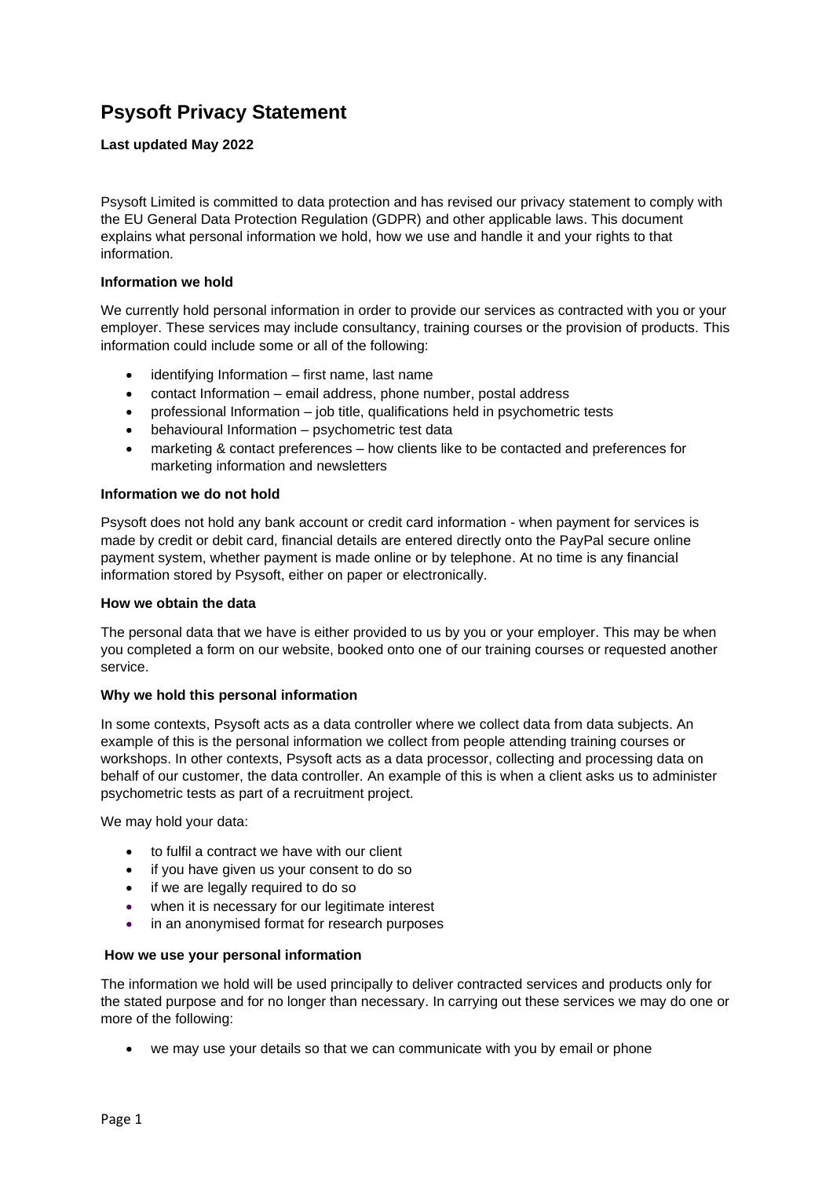# Psysoft Privacy Statement

**Last updated May 2022**

Psysoft Limited is committed to data protection and has revised our privacy statement to comply with the EU General Data Protection Regulation (GDPR) and other applicable laws. This document explains what personal information we hold, how we use and handle it and your rights to that information.

**Information we hold**

We currently hold personal information in order to provide our services as contracted with you or your employer. These services may include consultancy, training courses or the provision of products. This information could include some or all of the following:

- identifying Information – first name, last name
- contact Information – email address, phone number, postal address
- professional Information – job title, qualifications held in psychometric tests
- behavioural Information – psychometric test data
- marketing & contact preferences – how clients like to be contacted and preferences for marketing information and newsletters

**Information we do not hold**

Psysoft does not hold any bank account or credit card information - when payment for services is made by credit or debit card, financial details are entered directly onto the PayPal secure online payment system, whether payment is made online or by telephone. At no time is any financial information stored by Psysoft, either on paper or electronically.

**How we obtain the data**

The personal data that we have is either provided to us by you or your employer. This may be when you completed a form on our website, booked onto one of our training courses or requested another service.

**Why we hold this personal information**

In some contexts, Psysoft acts as a data controller where we collect data from data subjects. An example of this is the personal information we collect from people attending training courses or workshops. In other contexts, Psysoft acts as a data processor, collecting and processing data on behalf of our customer, the data controller. An example of this is when a client asks us to administer psychometric tests as part of a recruitment project.

We may hold your data:

- to fulfil a contract we have with our client
- if you have given us your consent to do so
- if we are legally required to do so
- when it is necessary for our legitimate interest
- in an anonymised format for research purposes

**How we use your personal information**

The information we hold will be used principally to deliver contracted services and products only for the stated purpose and for no longer than necessary. In carrying out these services we may do one or more of the following:

- we may use your details so that we can communicate with you by email or phone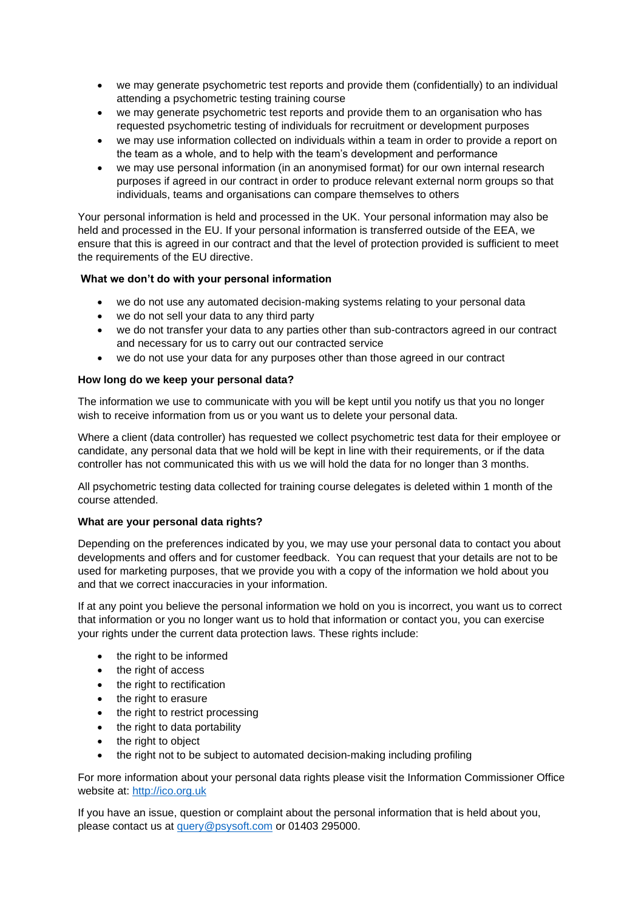- we may generate psychometric test reports and provide them (confidentially) to an individual attending a psychometric testing training course
- we may generate psychometric test reports and provide them to an organisation who has requested psychometric testing of individuals for recruitment or development purposes
- we may use information collected on individuals within a team in order to provide a report on the team as a whole, and to help with the team's development and performance
- we may use personal information (in an anonymised format) for our own internal research purposes if agreed in our contract in order to produce relevant external norm groups so that individuals, teams and organisations can compare themselves to others

Your personal information is held and processed in the UK. Your personal information may also be held and processed in the EU. If your personal information is transferred outside of the EEA, we ensure that this is agreed in our contract and that the level of protection provided is sufficient to meet the requirements of the EU directive.

**What we don't do with your personal information**

- we do not use any automated decision-making systems relating to your personal data
- we do not sell your data to any third party
- we do not transfer your data to any parties other than sub-contractors agreed in our contract and necessary for us to carry out our contracted service
- we do not use your data for any purposes other than those agreed in our contract

**How long do we keep your personal data?**

The information we use to communicate with you will be kept until you notify us that you no longer wish to receive information from us or you want us to delete your personal data.

Where a client (data controller) has requested we collect psychometric test data for their employee or candidate, any personal data that we hold will be kept in line with their requirements, or if the data controller has not communicated this with us we will hold the data for no longer than 3 months.

All psychometric testing data collected for training course delegates is deleted within 1 month of the course attended.

**What are your personal data rights?**

Depending on the preferences indicated by you, we may use your personal data to contact you about developments and offers and for customer feedback. You can request that your details are not to be used for marketing purposes, that we provide you with a copy of the information we hold about you and that we correct inaccuracies in your information.

If at any point you believe the personal information we hold on you is incorrect, you want us to correct that information or you no longer want us to hold that information or contact you, you can exercise your rights under the current data protection laws. These rights include:

- the right to be informed
- the right of access
- the right to rectification
- the right to erasure
- the right to restrict processing
- the right to data portability
- the right to object
- the right not to be subject to automated decision-making including profiling

For more information about your personal data rights please visit the Information Commissioner Office website at: http://ico.org.uk

If you have an issue, question or complaint about the personal information that is held about you, please contact us at query@psysoft.com or 01403 295000.